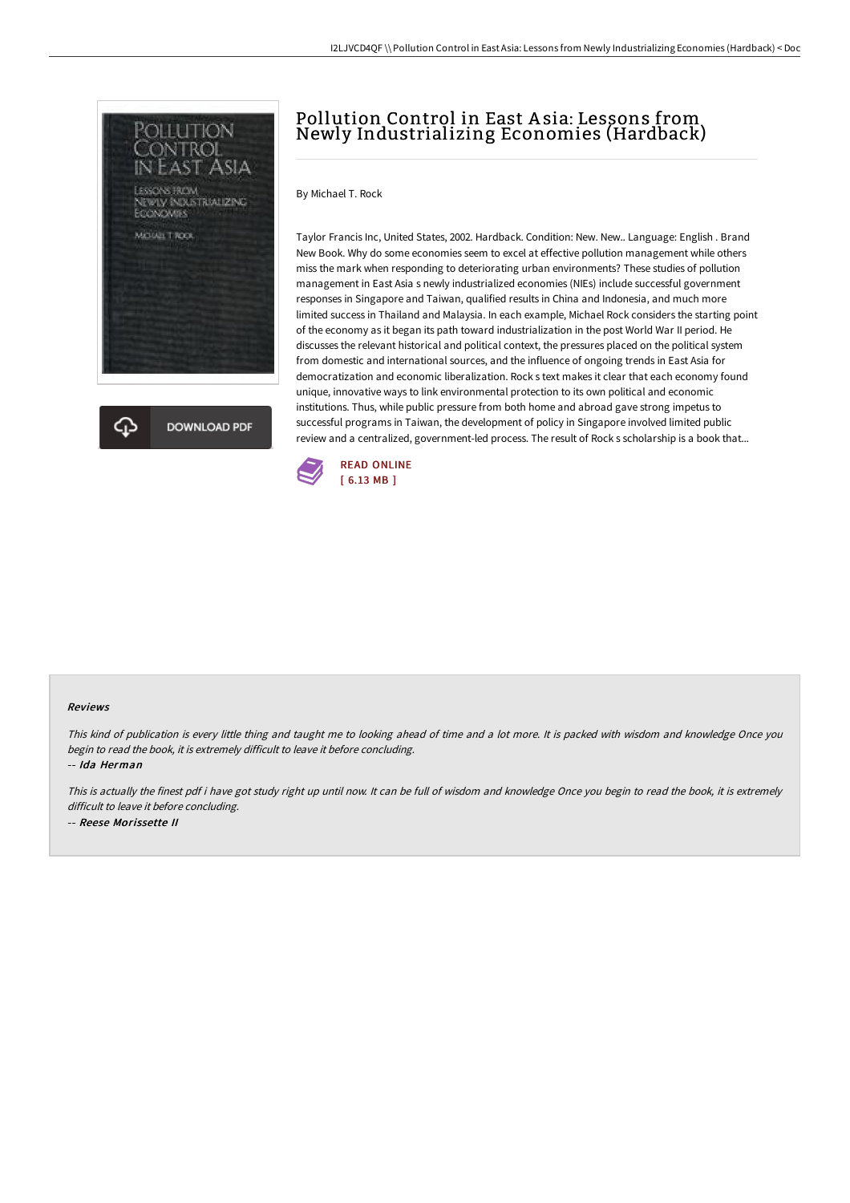# Pollution Control in East Asia: Lessons from Newly Industrializing Economies (Hardback)

By Michael T. Rock

Taylor Francis Inc, United States, 2002. Hardback. Condition: New. New.. Language: English . Brand New Book. Why do some economies seem to excel at effective pollution management while others miss the mark when responding to deteriorating urban environments? These studies of pollution management in East Asia s newly industrialized economies (NIEs) include successful government responses in Singapore and Taiwan, qualified results in China and Indonesia, and much more limited success in Thailand and Malaysia. In each example, Michael Rock considers the starting point of the economy as it began its path toward industrialization in the post World War II period. He discusses the relevant historical and political context, the pressures placed on the political system from domestic and international sources, and the influence of ongoing trends in East Asia for democratization and economic liberalization. Rock s text makes it clear that each economy found unique, innovative ways to link environmental protection to its own political and economic institutions. Thus, while public pressure from both home and abroad gave strong impetus to successful programs in Taiwan, the development of policy in Singapore involved limited public review and a centralized, government-led process. The result of Rock s scholarship is a book that...

DOWNLOAD PDF

READ ONLINE
[ 6.13 MB ]

### Reviews

*This kind of publication is every little thing and taught me to looking ahead of time and a lot more. It is packed with wisdom and knowledge Once you begin to read the book, it is extremely difficult to leave it before concluding.*

-- ***Ida Herman***

*This is actually the finest pdf i have got study right up until now. It can be full of wisdom and knowledge Once you begin to read the book, it is extremely difficult to leave it before concluding.*

-- ***Reese Morissette II***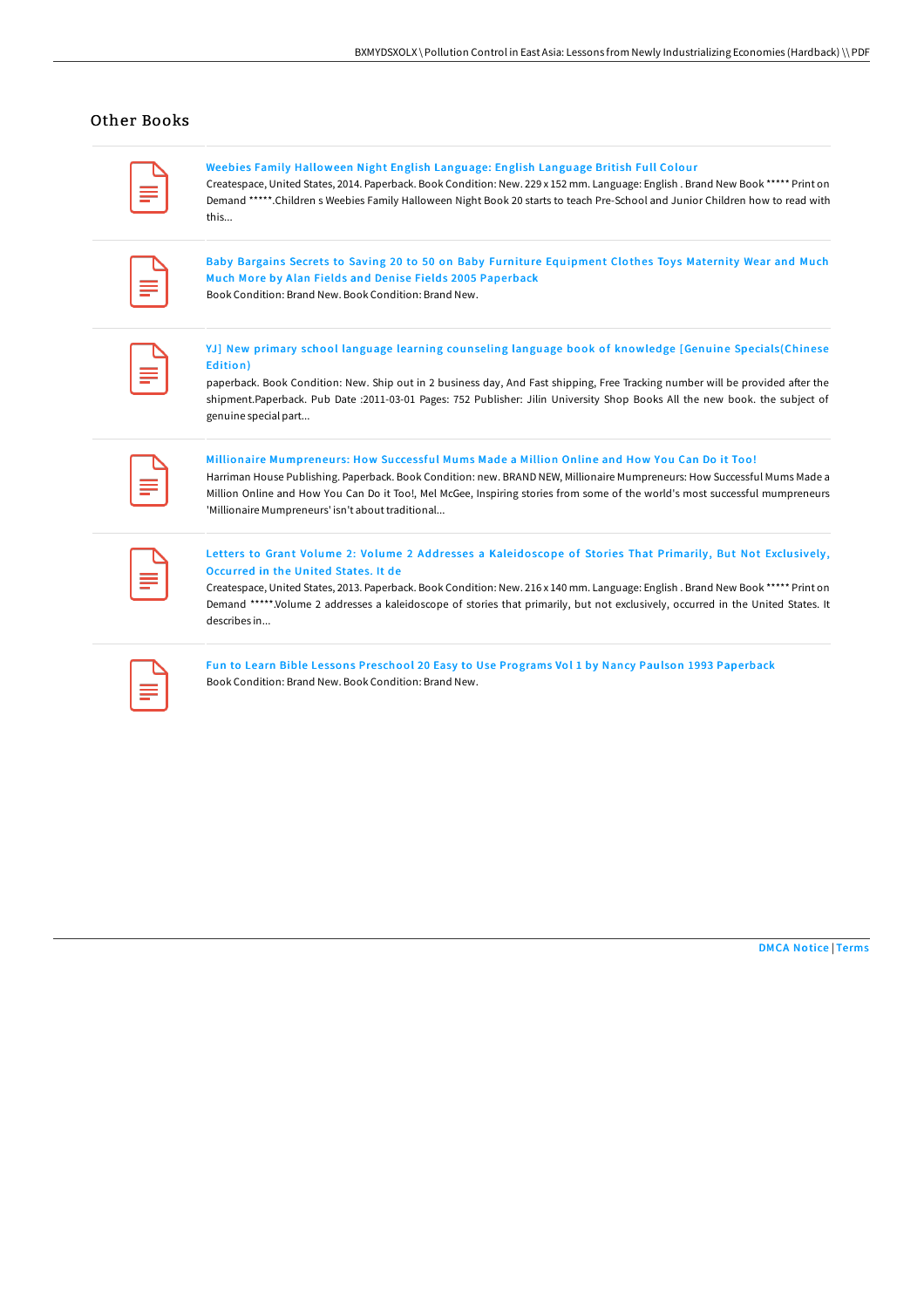## Other Books

**Weebies Family Halloween Night English Language: English Language British Full Colour**

Createspace, United States, 2014. Paperback. Book Condition: New. 229 x 152 mm. Language: English . Brand New Book ***** Print on Demand *****.Children s Weebies Family Halloween Night Book 20 starts to teach Pre-School and Junior Children how to read with this...

**Baby Bargains Secrets to Saving 20 to 50 on Baby Furniture Equipment Clothes Toys Maternity Wear and Much Much More by Alan Fields and Denise Fields 2005 Paperback**

Book Condition: Brand New. Book Condition: Brand New.

**YJ] New primary school language learning counseling language book of knowledge [Genuine Specials(Chinese Edition)**

paperback. Book Condition: New. Ship out in 2 business day, And Fast shipping, Free Tracking number will be provided after the shipment.Paperback. Pub Date :2011-03-01 Pages: 752 Publisher: Jilin University Shop Books All the new book. the subject of genuine special part...

**Millionaire Mumpreneurs: How Successful Mums Made a Million Online and How You Can Do it Too!**

Harriman House Publishing. Paperback. Book Condition: new. BRAND NEW, Millionaire Mumpreneurs: How Successful Mums Made a Million Online and How You Can Do it Too!, Mel McGee, Inspiring stories from some of the world's most successful mumpreneurs 'Millionaire Mumpreneurs' isn't about traditional...

**Letters to Grant Volume 2: Volume 2 Addresses a Kaleidoscope of Stories That Primarily, But Not Exclusively, Occurred in the United States. It de**

Createspace, United States, 2013. Paperback. Book Condition: New. 216 x 140 mm. Language: English . Brand New Book ***** Print on Demand *****.Volume 2 addresses a kaleidoscope of stories that primarily, but not exclusively, occurred in the United States. It describes in...

**Fun to Learn Bible Lessons Preschool 20 Easy to Use Programs Vol 1 by Nancy Paulson 1993 Paperback**

Book Condition: Brand New. Book Condition: Brand New.